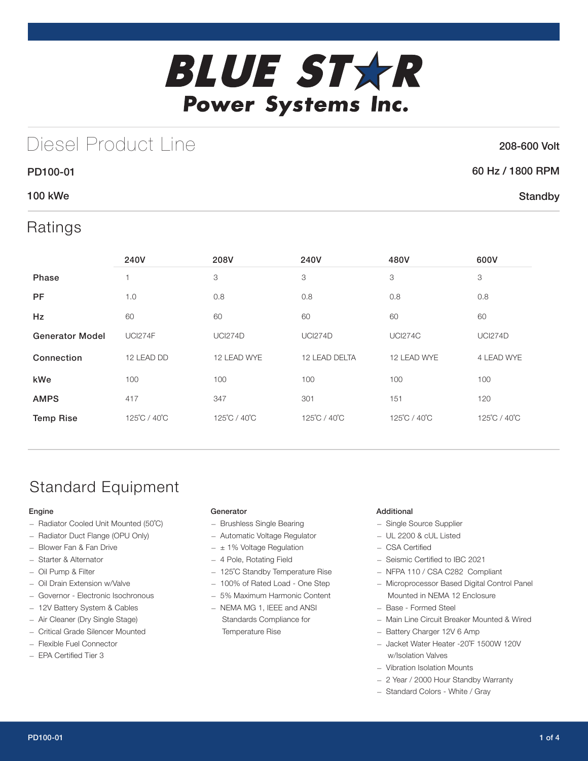# BLUE STAR Power Systems Inc.

## Diesel Product Line

208-600 Volt

PD100-01

60 Hz / 1800 RPM

100 kWe

Standby

## Ratings

| | 240V | 208V | 240V | 480V | 600V |
|---|---|---|---|---|---|
| **Phase** | 1 | 3 | 3 | 3 | 3 |
| **PF** | 1.0 | 0.8 | 0.8 | 0.8 | 0.8 |
| **Hz** | 60 | 60 | 60 | 60 | 60 |
| **Generator Model** | UCI274F | UCI274D | UCI274D | UCI274C | UCI274D |
| **Connection** | 12 LEAD DD | 12 LEAD WYE | 12 LEAD DELTA | 12 LEAD WYE | 4 LEAD WYE |
| **kWe** | 100 | 100 | 100 | 100 | 100 |
| **AMPS** | 417 | 347 | 301 | 151 | 120 |
| **Temp Rise** | 125˚C / 40˚C | 125˚C / 40˚C | 125˚C / 40˚C | 125˚C / 40˚C | 125˚C / 40˚C |

## Standard Equipment

### Engine

- Radiator Cooled Unit Mounted (50˚C)
- Radiator Duct Flange (OPU Only)
- Blower Fan & Fan Drive
- Starter & Alternator
- Oil Pump & Filter
- Oil Drain Extension w/Valve
- Governor - Electronic Isochronous
- 12V Battery System & Cables
- Air Cleaner (Dry Single Stage)
- Critical Grade Silencer Mounted
- Flexible Fuel Connector
- EPA Certified Tier 3

### Generator

- Brushless Single Bearing
- Automatic Voltage Regulator
- ± 1% Voltage Regulation
- 4 Pole, Rotating Field
- 125˚C Standby Temperature Rise
- 100% of Rated Load - One Step
- 5% Maximum Harmonic Content
- NEMA MG 1, IEEE and ANSI Standards Compliance for Temperature Rise

### Additional

- Single Source Supplier
- UL 2200 & cUL Listed
- CSA Certified
- Seismic Certified to IBC 2021
- NFPA 110 / CSA C282 Compliant
- Microprocessor Based Digital Control Panel Mounted in NEMA 12 Enclosure
- Base - Formed Steel
- Main Line Circuit Breaker Mounted & Wired
- Battery Charger 12V 6 Amp
- Jacket Water Heater -20˚F 1500W 120V w/Isolation Valves
- Vibration Isolation Mounts
- 2 Year / 2000 Hour Standby Warranty
- Standard Colors - White / Gray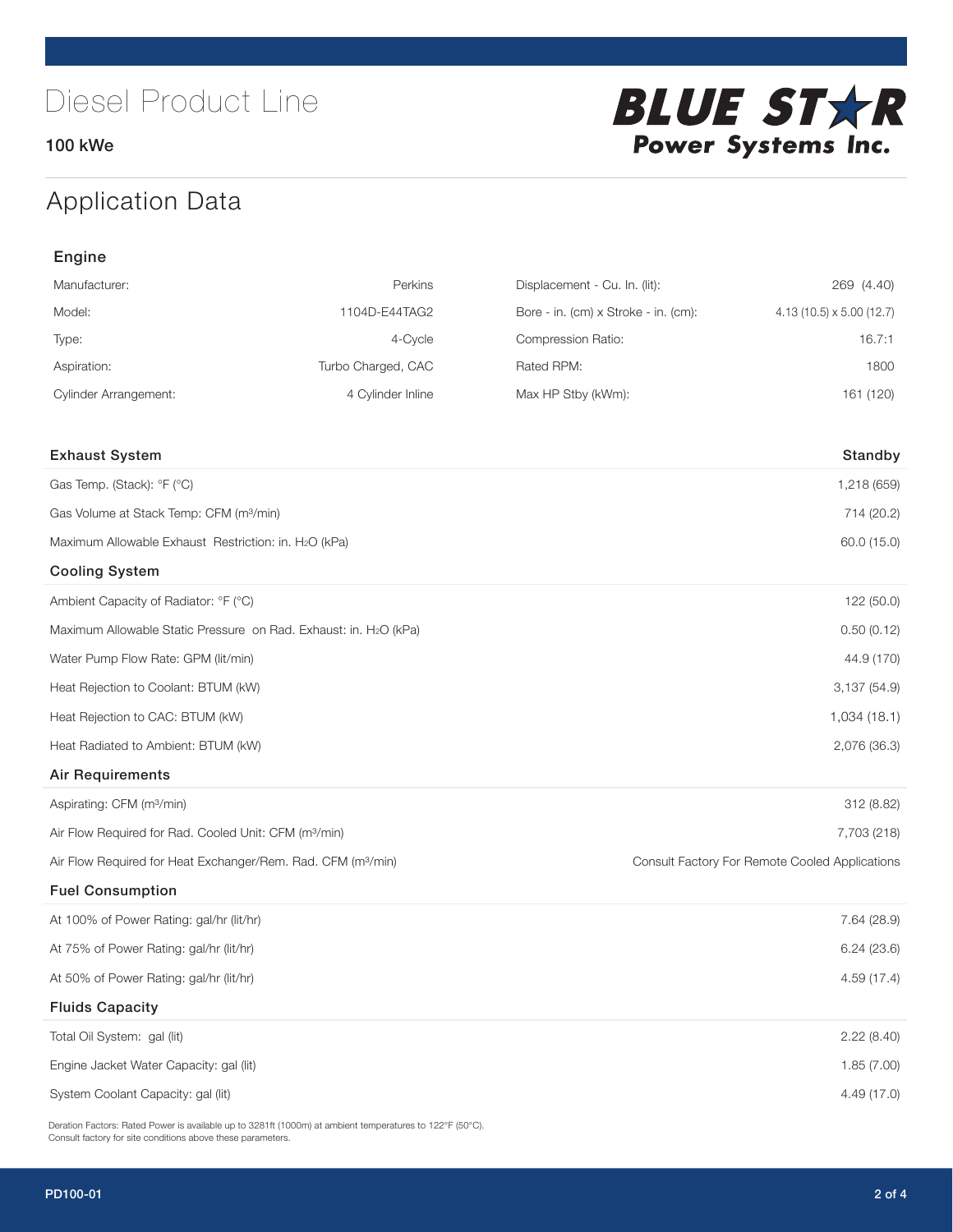# Diesel Product Line

**100 kWe**

BLUE STAR Power Systems Inc.

## Application Data

### Engine

| | | | |
|---|---|---|---|
| Manufacturer: | Perkins | Displacement - Cu. In. (lit): | 269 (4.40) |
| Model: | 1104D-E44TAG2 | Bore - in. (cm) x Stroke - in. (cm): | 4.13 (10.5) x 5.00 (12.7) |
| Type: | 4-Cycle | Compression Ratio: | 16.7:1 |
| Aspiration: | Turbo Charged, CAC | Rated RPM: | 1800 |
| Cylinder Arrangement: | 4 Cylinder Inline | Max HP Stby (kWm): | 161 (120) |

| Exhaust System | Standby |
|---|---|
| Gas Temp. (Stack): °F (°C) | 1,218 (659) |
| Gas Volume at Stack Temp: CFM (m³/min) | 714 (20.2) |
| Maximum Allowable Exhaust Restriction: in. $H_2O$ (kPa) | 60.0 (15.0) |
| **Cooling System** | |
| Ambient Capacity of Radiator: °F (°C) | 122 (50.0) |
| Maximum Allowable Static Pressure on Rad. Exhaust: in. $H_2O$ (kPa) | 0.50 (0.12) |
| Water Pump Flow Rate: GPM (lit/min) | 44.9 (170) |
| Heat Rejection to Coolant: BTUM (kW) | 3,137 (54.9) |
| Heat Rejection to CAC: BTUM (kW) | 1,034 (18.1) |
| Heat Radiated to Ambient: BTUM (kW) | 2,076 (36.3) |
| **Air Requirements** | |
| Aspirating: CFM (m³/min) | 312 (8.82) |
| Air Flow Required for Rad. Cooled Unit: CFM (m³/min) | 7,703 (218) |
| Air Flow Required for Heat Exchanger/Rem. Rad. CFM (m³/min) | Consult Factory For Remote Cooled Applications |
| **Fuel Consumption** | |
| At 100% of Power Rating: gal/hr (lit/hr) | 7.64 (28.9) |
| At 75% of Power Rating: gal/hr (lit/hr) | 6.24 (23.6) |
| At 50% of Power Rating: gal/hr (lit/hr) | 4.59 (17.4) |
| **Fluids Capacity** | |
| Total Oil System: gal (lit) | 2.22 (8.40) |
| Engine Jacket Water Capacity: gal (lit) | 1.85 (7.00) |
| System Coolant Capacity: gal (lit) | 4.49 (17.0) |

Deration Factors: Rated Power is available up to 3281ft (1000m) at ambient temperatures to 122°F (50°C).
Consult factory for site conditions above these parameters.

PD100-01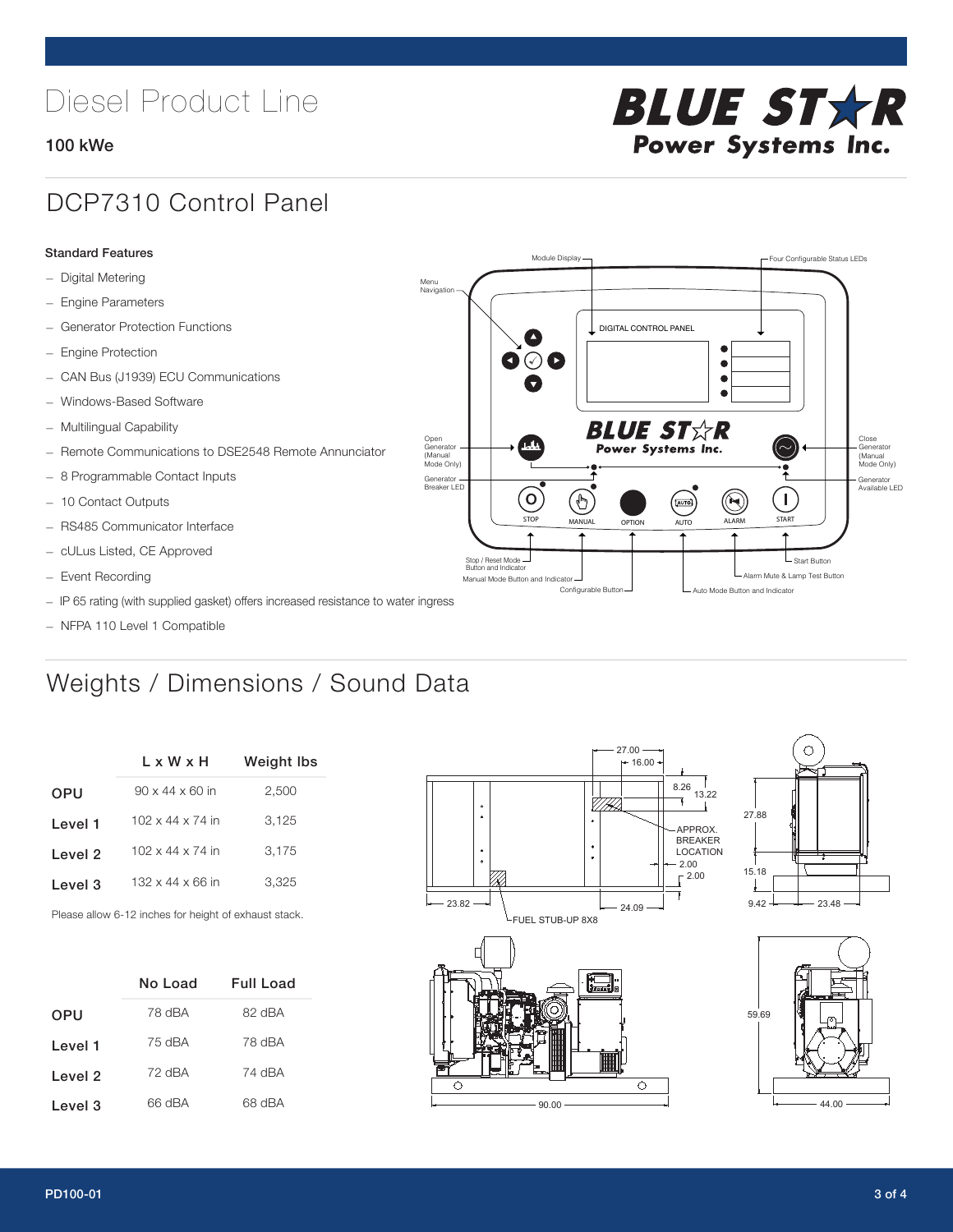# Diesel Product Line

**100 kWe**

## DCP7310 Control Panel

**Standard Features**

- Digital Metering
- Engine Parameters
- Generator Protection Functions
- Engine Protection
- CAN Bus (J1939) ECU Communications
- Windows-Based Software
- Multilingual Capability
- Remote Communications to DSE2548 Remote Annunciator
- 8 Programmable Contact Inputs
- 10 Contact Outputs
- RS485 Communicator Interface
- cULus Listed, CE Approved
- Event Recording
- IP 65 rating (with supplied gasket) offers increased resistance to water ingress
- NFPA 110 Level 1 Compatible

## Weights / Dimensions / Sound Data

| | L x W x H | Weight lbs |
|---|---|---|
| OPU | 90 x 44 x 60 in | 2,500 |
| Level 1 | 102 x 44 x 74 in | 3,125 |
| Level 2 | 102 x 44 x 74 in | 3,175 |
| Level 3 | 132 x 44 x 66 in | 3,325 |

Please allow 6-12 inches for height of exhaust stack.

| | No Load | Full Load |
|---|---|---|
| OPU | 78 dBA | 82 dBA |
| Level 1 | 75 dBA | 78 dBA |
| Level 2 | 72 dBA | 74 dBA |
| Level 3 | 66 dBA | 68 dBA |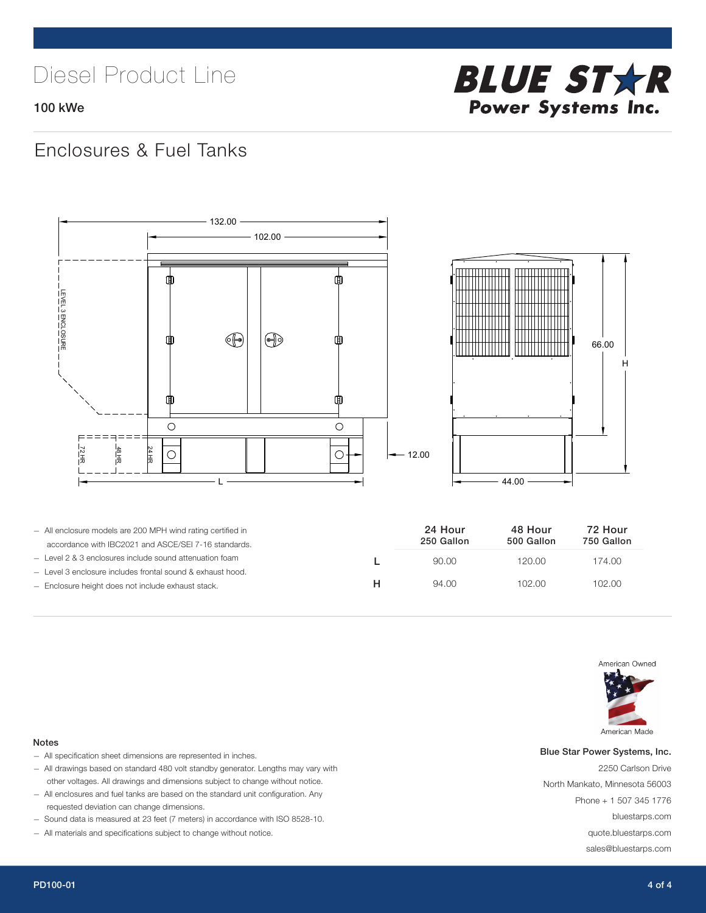# Diesel Product Line

100 kWe

BLUE STAR Power Systems Inc.

## Enclosures & Fuel Tanks

132.00

102.00

LEVEL 3 ENCLOSURE

72 HR

48 HR

24 HR

12.00

L

66.00

H

44.00

- All enclosure models are 200 MPH wind rating certified in accordance with IBC2021 and ASCE/SEI 7-16 standards.
- Level 2 & 3 enclosures include sound attenuation foam
- Level 3 enclosure includes frontal sound & exhaust hood.
- Enclosure height does not include exhaust stack.

| | 24 Hour 250 Gallon | 48 Hour 500 Gallon | 72 Hour 750 Gallon |
|---|---|---|---|
| L | 90.00 | 120.00 | 174.00 |
| H | 94.00 | 102.00 | 102.00 |

American Owned

American Made

### Notes

- All specification sheet dimensions are represented in inches.
- All drawings based on standard 480 volt standby generator. Lengths may vary with other voltages. All drawings and dimensions subject to change without notice.
- All enclosures and fuel tanks are based on the standard unit configuration. Any requested deviation can change dimensions.
- Sound data is measured at 23 feet (7 meters) in accordance with ISO 8528-10.
- All materials and specifications subject to change without notice.

**Blue Star Power Systems, Inc.**
2250 Carlson Drive
North Mankato, Minnesota 56003
Phone + 1 507 345 1776
bluestarps.com
quote.bluestarps.com
sales@bluestarps.com

PD100-01